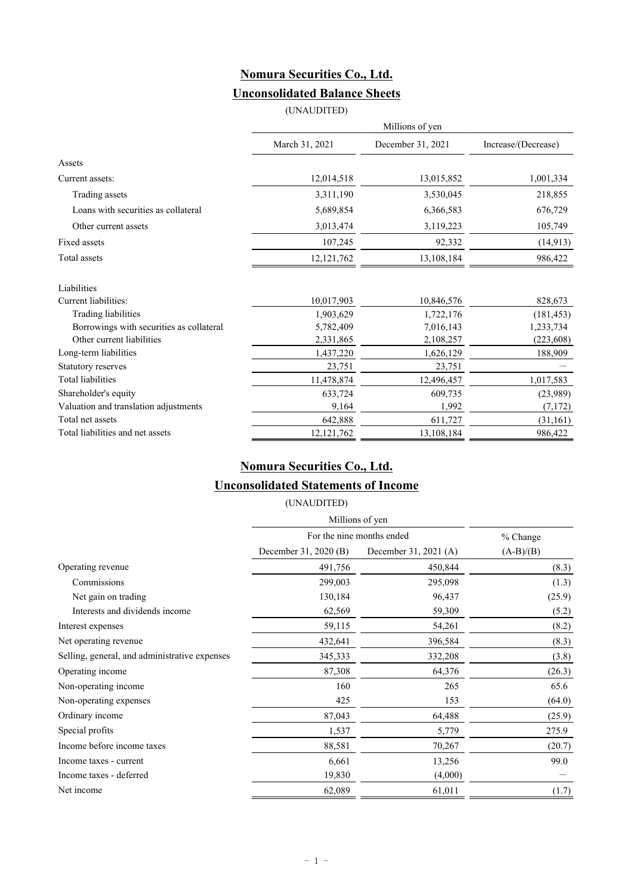# Nomura Securities Co., Ltd.

## Unconsolidated Balance Sheets

(UNAUDITED)

| | Millions of yen | | |
|---|---|---|---|
| | March 31, 2021 | December 31, 2021 | Increase/(Decrease) |
| Assets | | | |
| Current assets: | 12,014,518 | 13,015,852 | 1,001,334 |
| Trading assets | 3,311,190 | 3,530,045 | 218,855 |
| Loans with securities as collateral | 5,689,854 | 6,366,583 | 676,729 |
| Other current assets | 3,013,474 | 3,119,223 | 105,749 |
| Fixed assets | 107,245 | 92,332 | (14,913) |
| Total assets | 12,121,762 | 13,108,184 | 986,422 |
| Liabilities | | | |
| Current liabilities: | 10,017,903 | 10,846,576 | 828,673 |
| Trading liabilities | 1,903,629 | 1,722,176 | (181,453) |
| Borrowings with securities as collateral | 5,782,409 | 7,016,143 | 1,233,734 |
| Other current liabilities | 2,331,865 | 2,108,257 | (223,608) |
| Long-term liabilities | 1,437,220 | 1,626,129 | 188,909 |
| Statutory reserves | 23,751 | 23,751 | ― |
| Total liabilities | 11,478,874 | 12,496,457 | 1,017,583 |
| Shareholder's equity | 633,724 | 609,735 | (23,989) |
| Valuation and translation adjustments | 9,164 | 1,992 | (7,172) |
| Total net assets | 642,888 | 611,727 | (31,161) |
| Total liabilities and net assets | 12,121,762 | 13,108,184 | 986,422 |

# Nomura Securities Co., Ltd.

## Unconsolidated Statements of Income

(UNAUDITED)

| | Millions of yen | | |
|---|---|---|---|
| | For the nine months ended | | % Change |
| | December 31, 2020 (B) | December 31, 2021 (A) | (A-B)/(B) |
| Operating revenue | 491,756 | 450,844 | (8.3) |
| Commissions | 299,003 | 295,098 | (1.3) |
| Net gain on trading | 130,184 | 96,437 | (25.9) |
| Interests and dividends income | 62,569 | 59,309 | (5.2) |
| Interest expenses | 59,115 | 54,261 | (8.2) |
| Net operating revenue | 432,641 | 396,584 | (8.3) |
| Selling, general, and administrative expenses | 345,333 | 332,208 | (3.8) |
| Operating income | 87,308 | 64,376 | (26.3) |
| Non-operating income | 160 | 265 | 65.6 |
| Non-operating expenses | 425 | 153 | (64.0) |
| Ordinary income | 87,043 | 64,488 | (25.9) |
| Special profits | 1,537 | 5,779 | 275.9 |
| Income before income taxes | 88,581 | 70,267 | (20.7) |
| Income taxes - current | 6,661 | 13,256 | 99.0 |
| Income taxes - deferred | 19,830 | (4,000) | ― |
| Net income | 62,089 | 61,011 | (1.7) |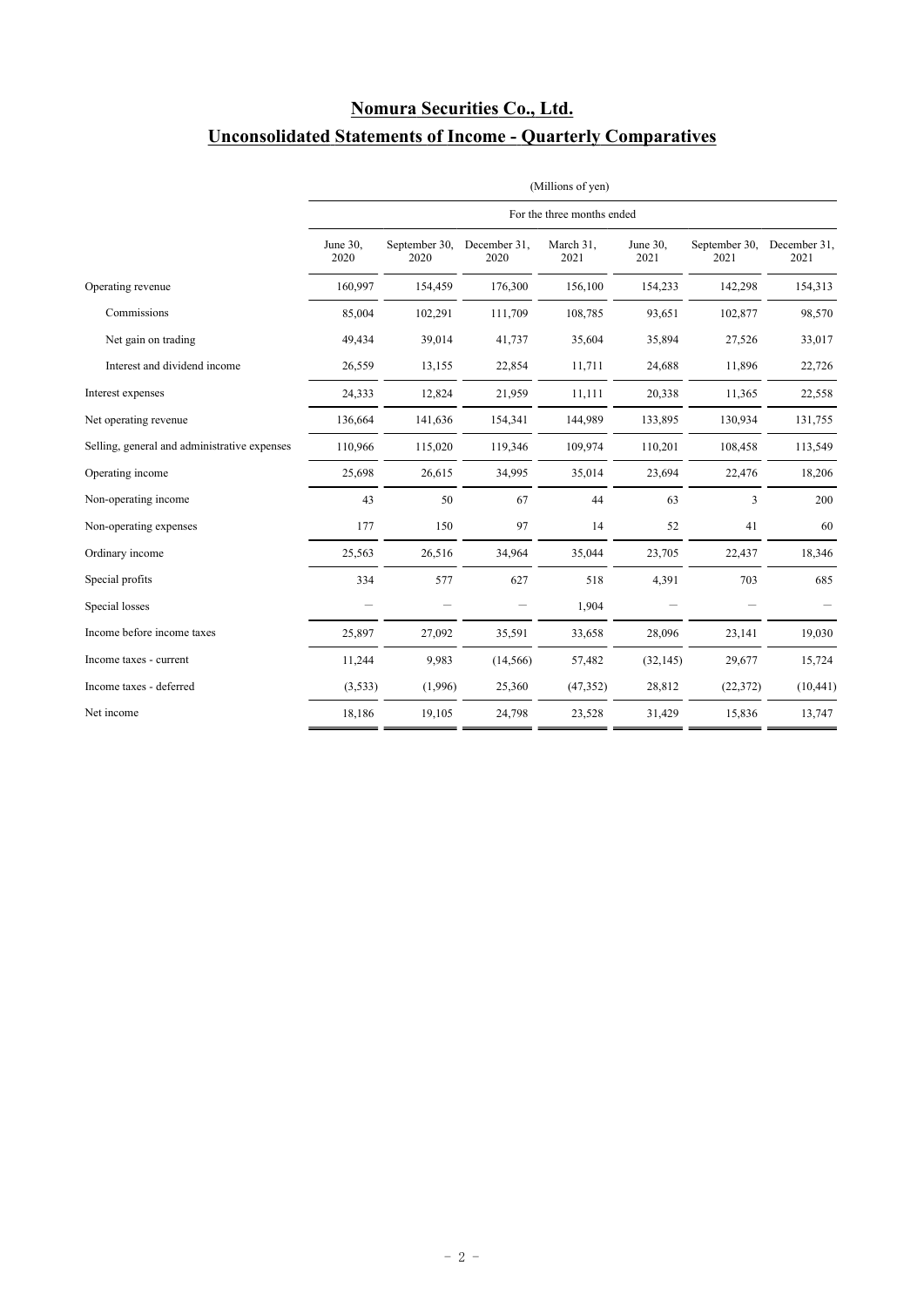# Nomura Securities Co., Ltd.

## Unconsolidated Statements of Income - Quarterly Comparatives

| | (Millions of yen) | | | | | | |
|---|---|---|---|---|---|---|---|
| | For the three months ended | | | | | | |
| | June 30, 2020 | September 30, 2020 | December 31, 2020 | March 31, 2021 | June 30, 2021 | September 30, 2021 | December 31, 2021 |
| Operating revenue | 160,997 | 154,459 | 176,300 | 156,100 | 154,233 | 142,298 | 154,313 |
| Commissions | 85,004 | 102,291 | 111,709 | 108,785 | 93,651 | 102,877 | 98,570 |
| Net gain on trading | 49,434 | 39,014 | 41,737 | 35,604 | 35,894 | 27,526 | 33,017 |
| Interest and dividend income | 26,559 | 13,155 | 22,854 | 11,711 | 24,688 | 11,896 | 22,726 |
| Interest expenses | 24,333 | 12,824 | 21,959 | 11,111 | 20,338 | 11,365 | 22,558 |
| Net operating revenue | 136,664 | 141,636 | 154,341 | 144,989 | 133,895 | 130,934 | 131,755 |
| Selling, general and administrative expenses | 110,966 | 115,020 | 119,346 | 109,974 | 110,201 | 108,458 | 113,549 |
| Operating income | 25,698 | 26,615 | 34,995 | 35,014 | 23,694 | 22,476 | 18,206 |
| Non-operating income | 43 | 50 | 67 | 44 | 63 | 3 | 200 |
| Non-operating expenses | 177 | 150 | 97 | 14 | 52 | 41 | 60 |
| Ordinary income | 25,563 | 26,516 | 34,964 | 35,044 | 23,705 | 22,437 | 18,346 |
| Special profits | 334 | 577 | 627 | 518 | 4,391 | 703 | 685 |
| Special losses | － | － | － | 1,904 | － | － | － |
| Income before income taxes | 25,897 | 27,092 | 35,591 | 33,658 | 28,096 | 23,141 | 19,030 |
| Income taxes - current | 11,244 | 9,983 | (14,566) | 57,482 | (32,145) | 29,677 | 15,724 |
| Income taxes - deferred | (3,533) | (1,996) | 25,360 | (47,352) | 28,812 | (22,372) | (10,441) |
| Net income | 18,186 | 19,105 | 24,798 | 23,528 | 31,429 | 15,836 | 13,747 |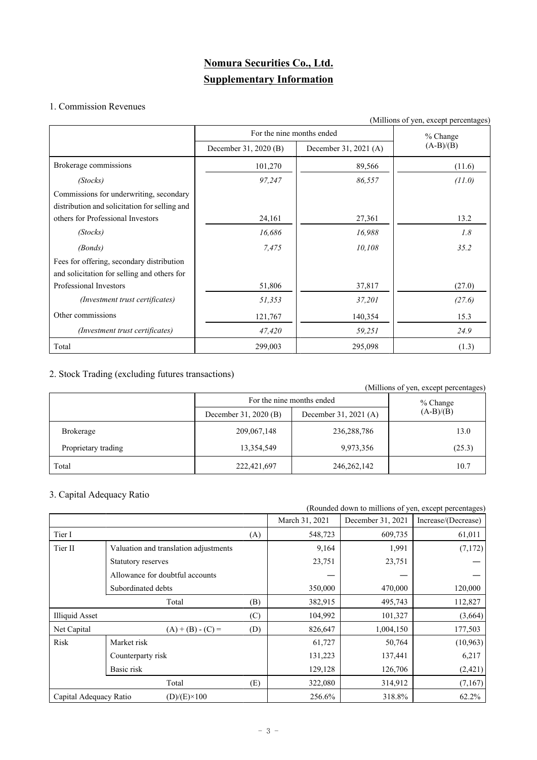# Nomura Securities Co., Ltd.

# Supplementary Information

## 1. Commission Revenues

(Millions of yen, except percentages)

| | For the nine months ended | | % Change |
|---|---|---|---|
| | December 31, 2020 (B) | December 31, 2021 (A) | (A-B)/(B) |
| Brokerage commissions | 101,270 | 89,566 | (11.6) |
| *(Stocks)* | *97,247* | *86,557* | *(11.0)* |
| Commissions for underwriting, secondary distribution and solicitation for selling and others for Professional Investors | 24,161 | 27,361 | 13.2 |
| *(Stocks)* | *16,686* | *16,988* | *1.8* |
| *(Bonds)* | *7,475* | *10,108* | *35.2* |
| Fees for offering, secondary distribution and solicitation for selling and others for Professional Investors | 51,806 | 37,817 | (27.0) |
| *(Investment trust certificates)* | *51,353* | *37,201* | *(27.6)* |
| Other commissions | 121,767 | 140,354 | 15.3 |
| *(Investment trust certificates)* | *47,420* | *59,251* | *24.9* |
| Total | 299,003 | 295,098 | (1.3) |

## 2. Stock Trading (excluding futures transactions)

(Millions of yen, except percentages)

| | For the nine months ended | | % Change |
|---|---|---|---|
| | December 31, 2020 (B) | December 31, 2021 (A) | (A-B)/(B) |
| Brokerage | 209,067,148 | 236,288,786 | 13.0 |
| Proprietary trading | 13,354,549 | 9,973,356 | (25.3) |
| Total | 222,421,697 | 246,262,142 | 10.7 |

## 3. Capital Adequacy Ratio

(Rounded down to millions of yen, except percentages)

| | | | March 31, 2021 | December 31, 2021 | Increase/(Decrease) |
|---|---|---|---|---|---|
| Tier I | | (A) | 548,723 | 609,735 | 61,011 |
| Tier II | Valuation and translation adjustments | | 9,164 | 1,991 | (7,172) |
| | Statutory reserves | | 23,751 | 23,751 | ― |
| | Allowance for doubtful accounts | | ― | ― | ― |
| | Subordinated debts | | 350,000 | 470,000 | 120,000 |
| | Total | (B) | 382,915 | 495,743 | 112,827 |
| Illiquid Asset | | (C) | 104,992 | 101,327 | (3,664) |
| Net Capital | (A) + (B) - (C) = | (D) | 826,647 | 1,004,150 | 177,503 |
| Risk | Market risk | | 61,727 | 50,764 | (10,963) |
| | Counterparty risk | | 131,223 | 137,441 | 6,217 |
| | Basic risk | | 129,128 | 126,706 | (2,421) |
| | Total | (E) | 322,080 | 314,912 | (7,167) |
| Capital Adequacy Ratio | (D)/(E)×100 | | 256.6% | 318.8% | 62.2% |